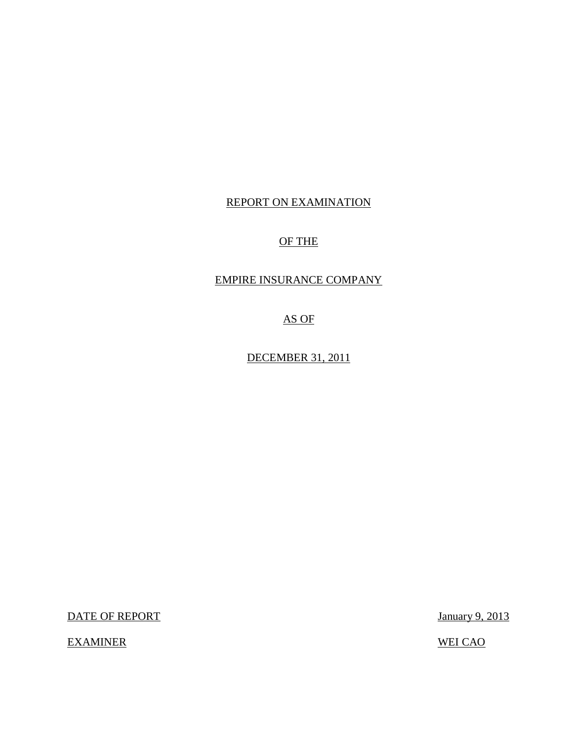REPORT ON EXAMINATION

OF THE

EMPIRE INSURANCE COMPANY

AS OF

DECEMBER 31, 2011

| DATE OF REPORT | January 9, 2013 |
|---|---|
| EXAMINER | WEI CAO |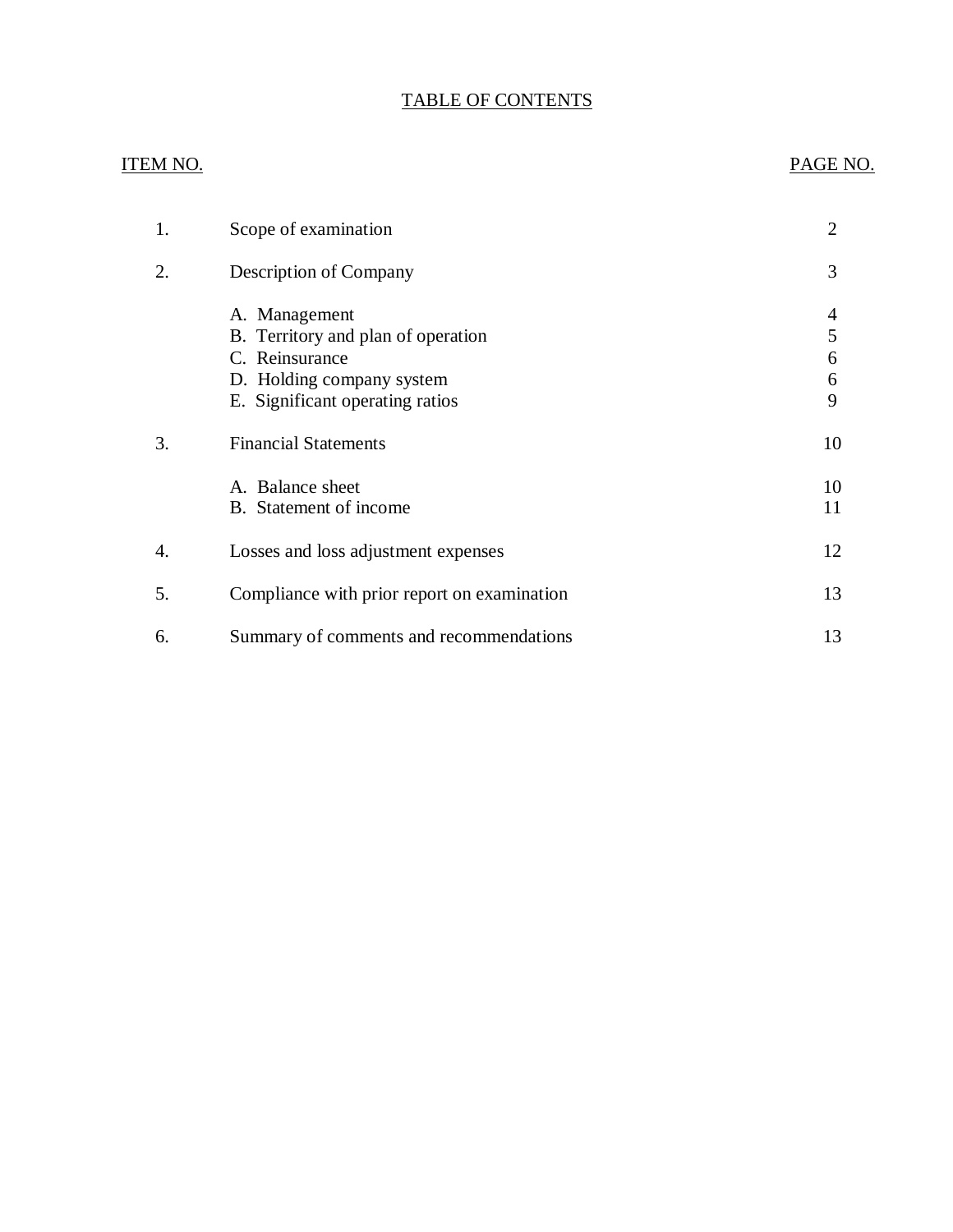# TABLE OF CONTENTS

| ITEM NO. | | PAGE NO. |
|---|---|---|
| 1. | Scope of examination | 2 |
| 2. | Description of Company | 3 |
| | A. Management | 4 |
| | B. Territory and plan of operation | 5 |
| | C. Reinsurance | 6 |
| | D. Holding company system | 6 |
| | E. Significant operating ratios | 9 |
| 3. | Financial Statements | 10 |
| | A. Balance sheet | 10 |
| | B. Statement of income | 11 |
| 4. | Losses and loss adjustment expenses | 12 |
| 5. | Compliance with prior report on examination | 13 |
| 6. | Summary of comments and recommendations | 13 |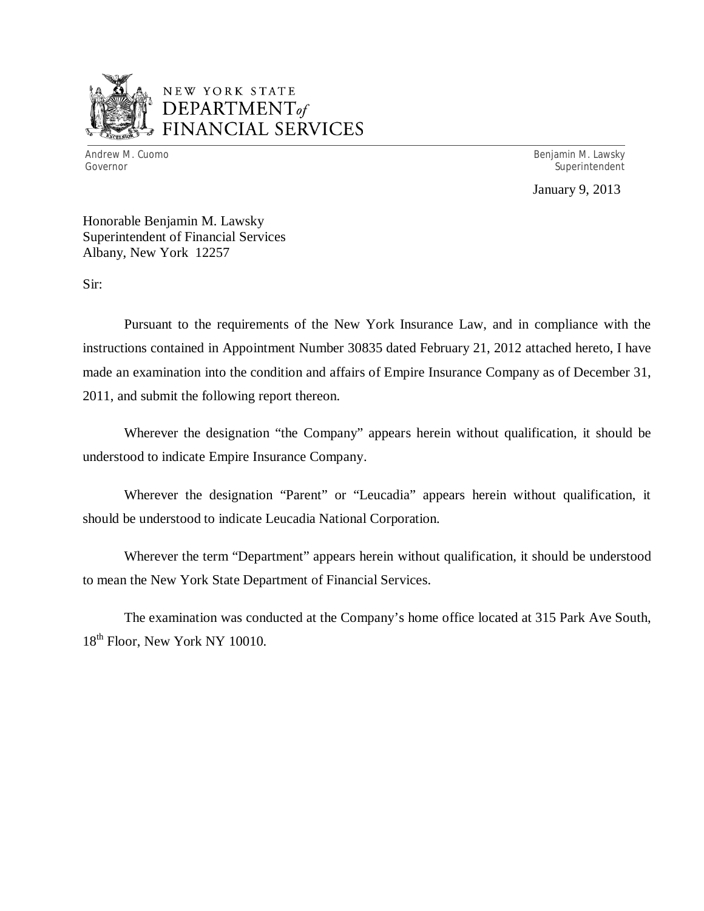NEW YORK STATE
DEPARTMENT *of*
FINANCIAL SERVICES

Andrew M. Cuomo
Governor

Benjamin M. Lawsky
Superintendent

January 9, 2013

Honorable Benjamin M. Lawsky
Superintendent of Financial Services
Albany, New York 12257

Sir:

Pursuant to the requirements of the New York Insurance Law, and in compliance with the instructions contained in Appointment Number 30835 dated February 21, 2012 attached hereto, I have made an examination into the condition and affairs of Empire Insurance Company as of December 31, 2011, and submit the following report thereon.

Wherever the designation "the Company" appears herein without qualification, it should be understood to indicate Empire Insurance Company.

Wherever the designation "Parent" or "Leucadia" appears herein without qualification, it should be understood to indicate Leucadia National Corporation.

Wherever the term "Department" appears herein without qualification, it should be understood to mean the New York State Department of Financial Services.

The examination was conducted at the Company's home office located at 315 Park Ave South, 18th Floor, New York NY 10010.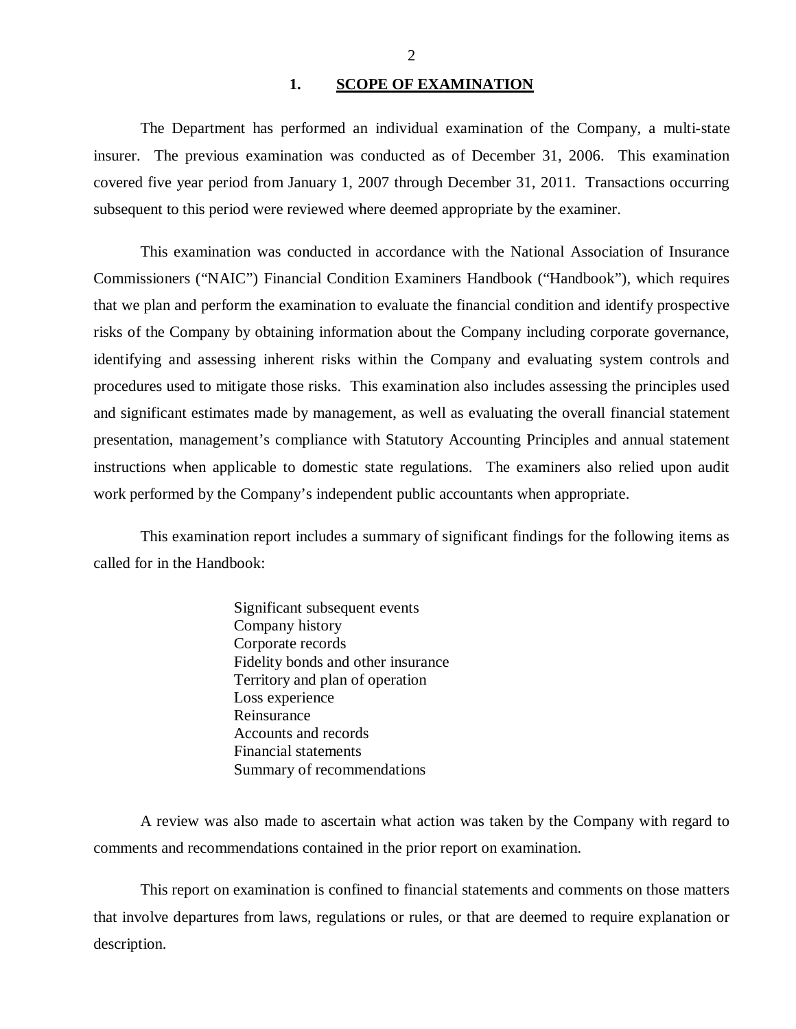## 1. SCOPE OF EXAMINATION

The Department has performed an individual examination of the Company, a multi-state insurer. The previous examination was conducted as of December 31, 2006. This examination covered five year period from January 1, 2007 through December 31, 2011. Transactions occurring subsequent to this period were reviewed where deemed appropriate by the examiner.

This examination was conducted in accordance with the National Association of Insurance Commissioners ("NAIC") Financial Condition Examiners Handbook ("Handbook"), which requires that we plan and perform the examination to evaluate the financial condition and identify prospective risks of the Company by obtaining information about the Company including corporate governance, identifying and assessing inherent risks within the Company and evaluating system controls and procedures used to mitigate those risks. This examination also includes assessing the principles used and significant estimates made by management, as well as evaluating the overall financial statement presentation, management's compliance with Statutory Accounting Principles and annual statement instructions when applicable to domestic state regulations. The examiners also relied upon audit work performed by the Company's independent public accountants when appropriate.

This examination report includes a summary of significant findings for the following items as called for in the Handbook:

- Significant subsequent events
- Company history
- Corporate records
- Fidelity bonds and other insurance
- Territory and plan of operation
- Loss experience
- Reinsurance
- Accounts and records
- Financial statements
- Summary of recommendations

A review was also made to ascertain what action was taken by the Company with regard to comments and recommendations contained in the prior report on examination.

This report on examination is confined to financial statements and comments on those matters that involve departures from laws, regulations or rules, or that are deemed to require explanation or description.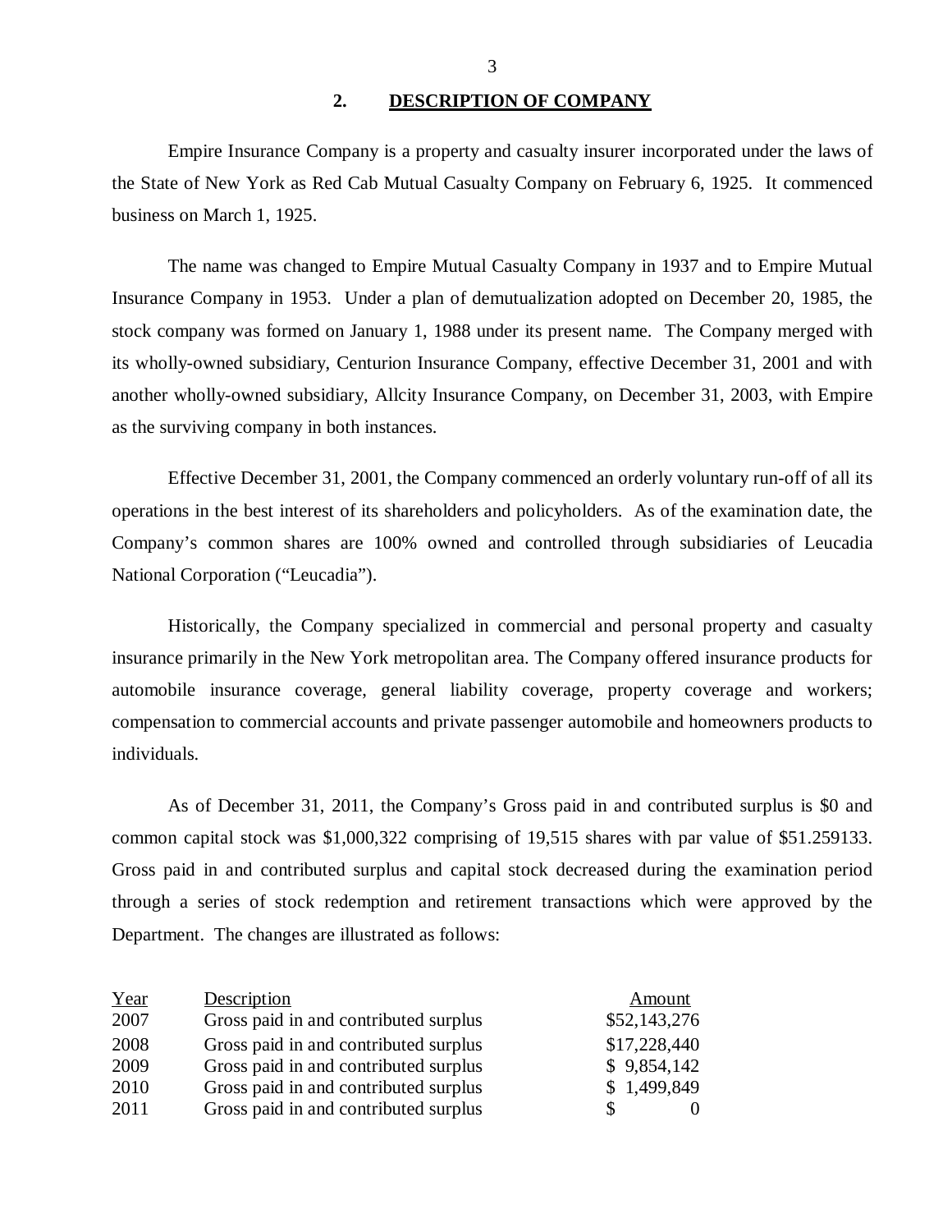## 2. DESCRIPTION OF COMPANY

Empire Insurance Company is a property and casualty insurer incorporated under the laws of the State of New York as Red Cab Mutual Casualty Company on February 6, 1925. It commenced business on March 1, 1925.

The name was changed to Empire Mutual Casualty Company in 1937 and to Empire Mutual Insurance Company in 1953. Under a plan of demutualization adopted on December 20, 1985, the stock company was formed on January 1, 1988 under its present name. The Company merged with its wholly-owned subsidiary, Centurion Insurance Company, effective December 31, 2001 and with another wholly-owned subsidiary, Allcity Insurance Company, on December 31, 2003, with Empire as the surviving company in both instances.

Effective December 31, 2001, the Company commenced an orderly voluntary run-off of all its operations in the best interest of its shareholders and policyholders. As of the examination date, the Company's common shares are 100% owned and controlled through subsidiaries of Leucadia National Corporation ("Leucadia").

Historically, the Company specialized in commercial and personal property and casualty insurance primarily in the New York metropolitan area. The Company offered insurance products for automobile insurance coverage, general liability coverage, property coverage and workers; compensation to commercial accounts and private passenger automobile and homeowners products to individuals.

As of December 31, 2011, the Company's Gross paid in and contributed surplus is $0 and common capital stock was $1,000,322 comprising of 19,515 shares with par value of $51.259133. Gross paid in and contributed surplus and capital stock decreased during the examination period through a series of stock redemption and retirement transactions which were approved by the Department. The changes are illustrated as follows:

| Year | Description | Amount |
|---|---|---|
| 2007 | Gross paid in and contributed surplus | $52,143,276 |
| 2008 | Gross paid in and contributed surplus | $17,228,440 |
| 2009 | Gross paid in and contributed surplus | $ 9,854,142 |
| 2010 | Gross paid in and contributed surplus | $ 1,499,849 |
| 2011 | Gross paid in and contributed surplus | $ 0 |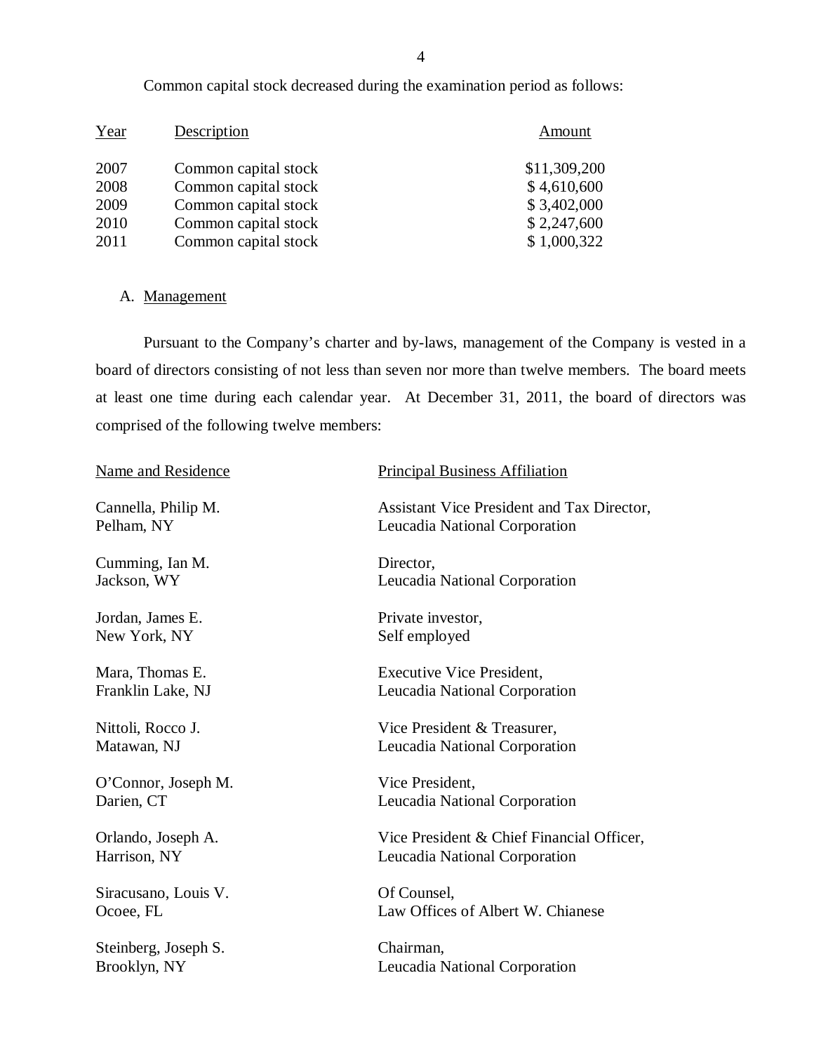Common capital stock decreased during the examination period as follows:

| Year | Description | Amount |
|---|---|---|
| 2007 | Common capital stock | $11,309,200 |
| 2008 | Common capital stock | $ 4,610,600 |
| 2009 | Common capital stock | $ 3,402,000 |
| 2010 | Common capital stock | $ 2,247,600 |
| 2011 | Common capital stock | $ 1,000,322 |

## A. Management

Pursuant to the Company's charter and by-laws, management of the Company is vested in a board of directors consisting of not less than seven nor more than twelve members. The board meets at least one time during each calendar year. At December 31, 2011, the board of directors was comprised of the following twelve members:

| Name and Residence | Principal Business Affiliation |
|---|---|
| Cannella, Philip M.<br>Pelham, NY | Assistant Vice President and Tax Director,<br>Leucadia National Corporation |
| Cumming, Ian M.<br>Jackson, WY | Director,<br>Leucadia National Corporation |
| Jordan, James E.<br>New York, NY | Private investor,<br>Self employed |
| Mara, Thomas E.<br>Franklin Lake, NJ | Executive Vice President,<br>Leucadia National Corporation |
| Nittoli, Rocco J.<br>Matawan, NJ | Vice President & Treasurer,<br>Leucadia National Corporation |
| O'Connor, Joseph M.<br>Darien, CT | Vice President,<br>Leucadia National Corporation |
| Orlando, Joseph A.<br>Harrison, NY | Vice President & Chief Financial Officer,<br>Leucadia National Corporation |
| Siracusano, Louis V.<br>Ocoee, FL | Of Counsel,<br>Law Offices of Albert W. Chianese |
| Steinberg, Joseph S.<br>Brooklyn, NY | Chairman,<br>Leucadia National Corporation |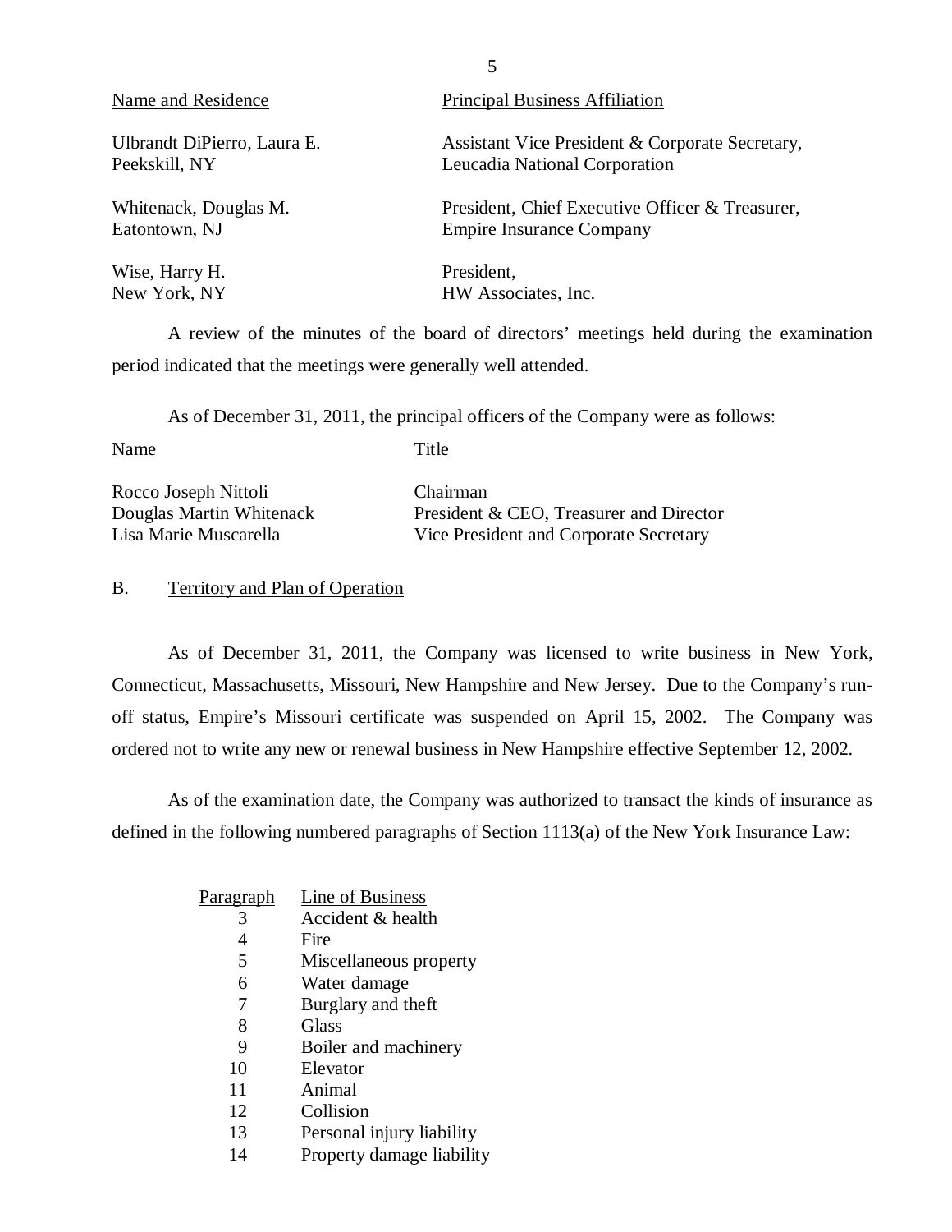| Name and Residence | Principal Business Affiliation |
|---|---|
| Ulbrandt DiPierro, Laura E.<br>Peekskill, NY | Assistant Vice President & Corporate Secretary,<br>Leucadia National Corporation |
| Whitenack, Douglas M.<br>Eatontown, NJ | President, Chief Executive Officer & Treasurer,<br>Empire Insurance Company |
| Wise, Harry H.<br>New York, NY | President,<br>HW Associates, Inc. |

A review of the minutes of the board of directors' meetings held during the examination period indicated that the meetings were generally well attended.

As of December 31, 2011, the principal officers of the Company were as follows:

| Name | Title |
|---|---|
| Rocco Joseph Nittoli | Chairman |
| Douglas Martin Whitenack | President & CEO, Treasurer and Director |
| Lisa Marie Muscarella | Vice President and Corporate Secretary |

## B. Territory and Plan of Operation

As of December 31, 2011, the Company was licensed to write business in New York, Connecticut, Massachusetts, Missouri, New Hampshire and New Jersey. Due to the Company's run-off status, Empire's Missouri certificate was suspended on April 15, 2002. The Company was ordered not to write any new or renewal business in New Hampshire effective September 12, 2002.

As of the examination date, the Company was authorized to transact the kinds of insurance as defined in the following numbered paragraphs of Section 1113(a) of the New York Insurance Law:

| Paragraph | Line of Business |
|---|---|
| 3 | Accident & health |
| 4 | Fire |
| 5 | Miscellaneous property |
| 6 | Water damage |
| 7 | Burglary and theft |
| 8 | Glass |
| 9 | Boiler and machinery |
| 10 | Elevator |
| 11 | Animal |
| 12 | Collision |
| 13 | Personal injury liability |
| 14 | Property damage liability |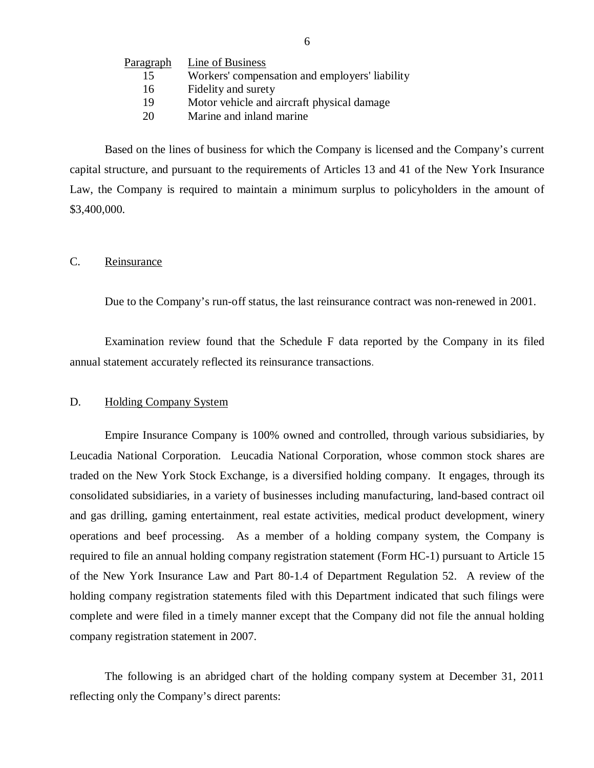| Paragraph | Line of Business |
|---|---|
| 15 | Workers' compensation and employers' liability |
| 16 | Fidelity and surety |
| 19 | Motor vehicle and aircraft physical damage |
| 20 | Marine and inland marine |

Based on the lines of business for which the Company is licensed and the Company's current capital structure, and pursuant to the requirements of Articles 13 and 41 of the New York Insurance Law, the Company is required to maintain a minimum surplus to policyholders in the amount of $3,400,000.

## C. Reinsurance

Due to the Company's run-off status, the last reinsurance contract was non-renewed in 2001.

Examination review found that the Schedule F data reported by the Company in its filed annual statement accurately reflected its reinsurance transactions.

## D. Holding Company System

Empire Insurance Company is 100% owned and controlled, through various subsidiaries, by Leucadia National Corporation. Leucadia National Corporation, whose common stock shares are traded on the New York Stock Exchange, is a diversified holding company. It engages, through its consolidated subsidiaries, in a variety of businesses including manufacturing, land-based contract oil and gas drilling, gaming entertainment, real estate activities, medical product development, winery operations and beef processing. As a member of a holding company system, the Company is required to file an annual holding company registration statement (Form HC-1) pursuant to Article 15 of the New York Insurance Law and Part 80-1.4 of Department Regulation 52. A review of the holding company registration statements filed with this Department indicated that such filings were complete and were filed in a timely manner except that the Company did not file the annual holding company registration statement in 2007.

The following is an abridged chart of the holding company system at December 31, 2011 reflecting only the Company's direct parents: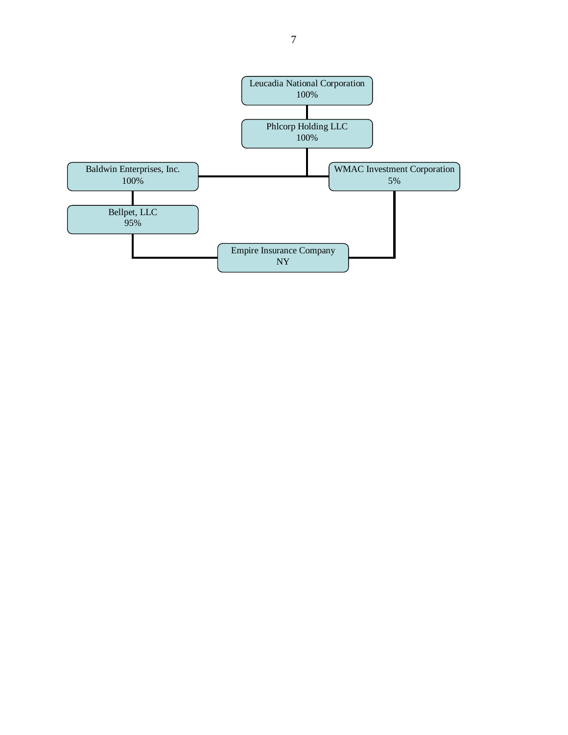Leucadia National Corporation
100%

Phlcorp Holding LLC
100%

Baldwin Enterprises, Inc.
100%

WMAC Investment Corporation
5%

Bellpet, LLC
95%

Empire Insurance Company
NY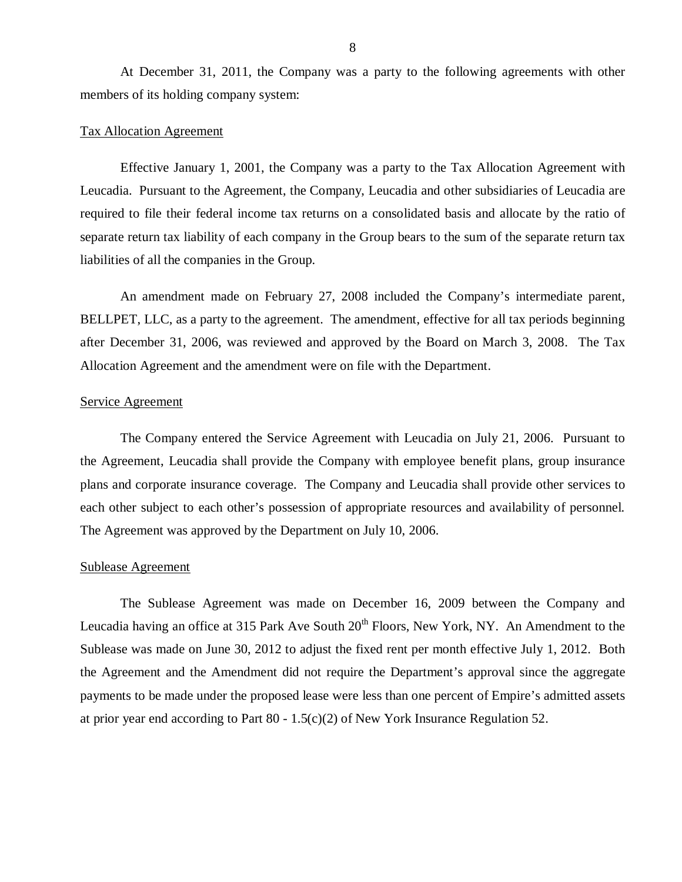At December 31, 2011, the Company was a party to the following agreements with other members of its holding company system:

Tax Allocation Agreement

Effective January 1, 2001, the Company was a party to the Tax Allocation Agreement with Leucadia. Pursuant to the Agreement, the Company, Leucadia and other subsidiaries of Leucadia are required to file their federal income tax returns on a consolidated basis and allocate by the ratio of separate return tax liability of each company in the Group bears to the sum of the separate return tax liabilities of all the companies in the Group.

An amendment made on February 27, 2008 included the Company's intermediate parent, BELLPET, LLC, as a party to the agreement. The amendment, effective for all tax periods beginning after December 31, 2006, was reviewed and approved by the Board on March 3, 2008. The Tax Allocation Agreement and the amendment were on file with the Department.

Service Agreement

The Company entered the Service Agreement with Leucadia on July 21, 2006. Pursuant to the Agreement, Leucadia shall provide the Company with employee benefit plans, group insurance plans and corporate insurance coverage. The Company and Leucadia shall provide other services to each other subject to each other's possession of appropriate resources and availability of personnel. The Agreement was approved by the Department on July 10, 2006.

Sublease Agreement

The Sublease Agreement was made on December 16, 2009 between the Company and Leucadia having an office at 315 Park Ave South 20th Floors, New York, NY. An Amendment to the Sublease was made on June 30, 2012 to adjust the fixed rent per month effective July 1, 2012. Both the Agreement and the Amendment did not require the Department's approval since the aggregate payments to be made under the proposed lease were less than one percent of Empire's admitted assets at prior year end according to Part 80 - 1.5(c)(2) of New York Insurance Regulation 52.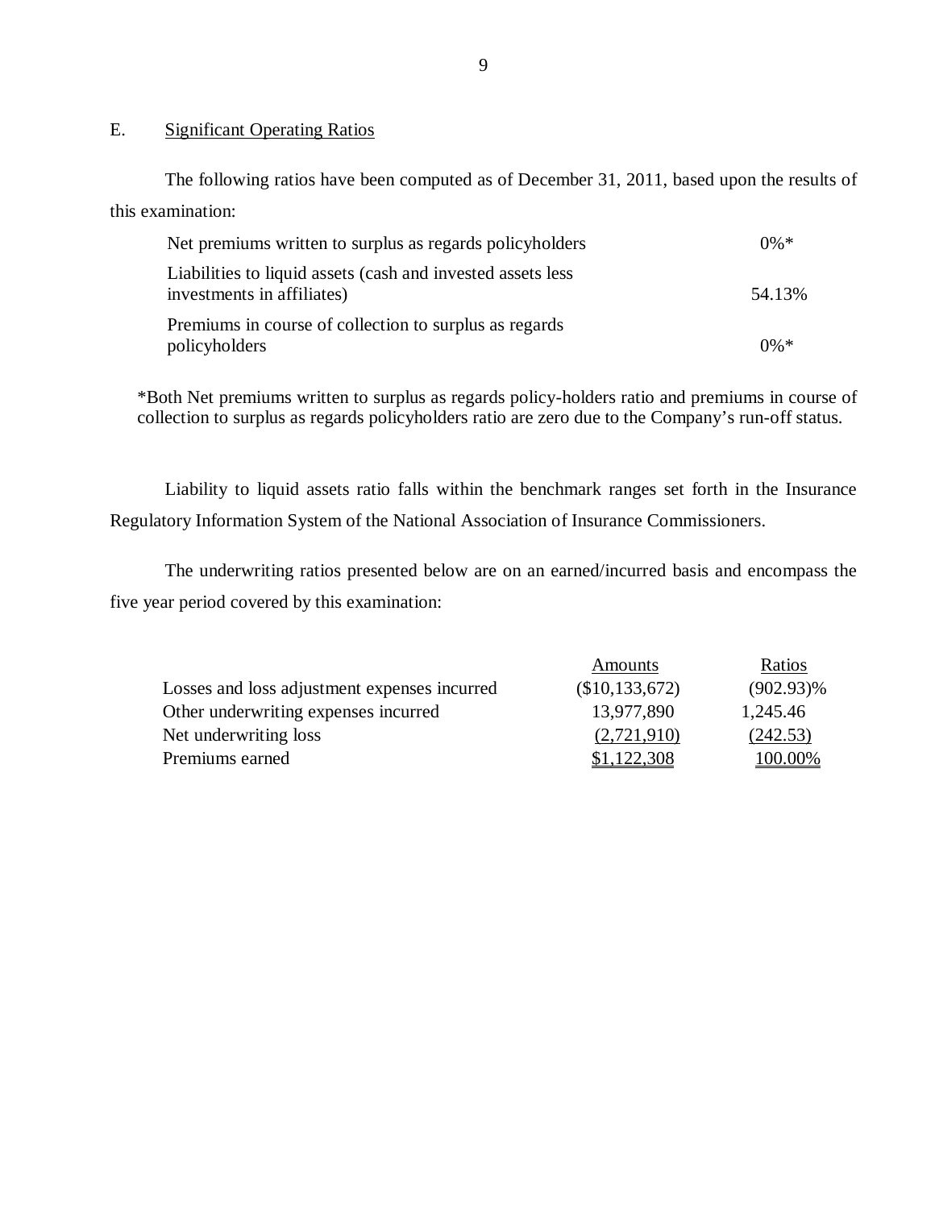## E. Significant Operating Ratios

The following ratios have been computed as of December 31, 2011, based upon the results of this examination:

| | |
|---|---|
| Net premiums written to surplus as regards policyholders | 0%* |
| Liabilities to liquid assets (cash and invested assets less investments in affiliates) | 54.13% |
| Premiums in course of collection to surplus as regards policyholders | 0%* |

*Both Net premiums written to surplus as regards policy-holders ratio and premiums in course of collection to surplus as regards policyholders ratio are zero due to the Company's run-off status.

Liability to liquid assets ratio falls within the benchmark ranges set forth in the Insurance Regulatory Information System of the National Association of Insurance Commissioners.

The underwriting ratios presented below are on an earned/incurred basis and encompass the five year period covered by this examination:

| | Amounts | Ratios |
|---|---|---|
| Losses and loss adjustment expenses incurred | ($10,133,672) | (902.93)% |
| Other underwriting expenses incurred | 13,977,890 | 1,245.46 |
| Net underwriting loss | (2,721,910) | (242.53) |
| Premiums earned | $1,122,308 | 100.00% |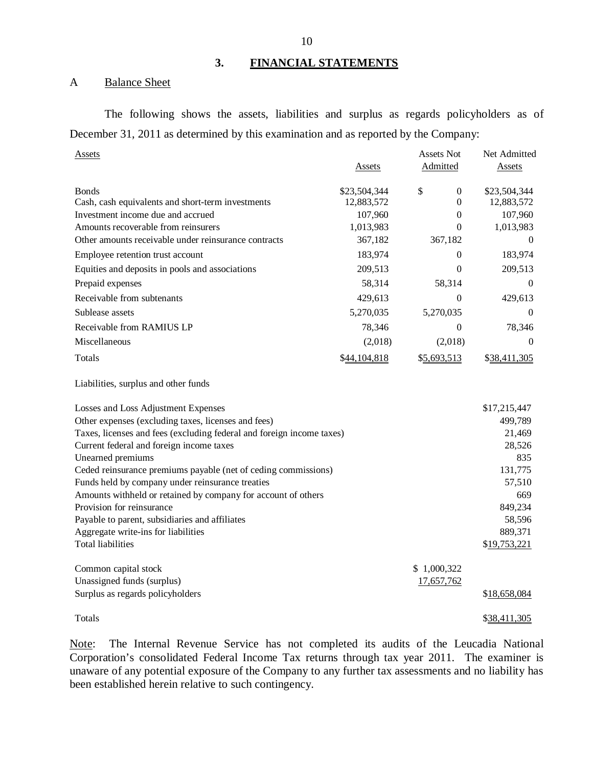## 3. FINANCIAL STATEMENTS

### A Balance Sheet

The following shows the assets, liabilities and surplus as regards policyholders as of December 31, 2011 as determined by this examination and as reported by the Company:

| Assets | Assets | Assets Not Admitted | Net Admitted Assets |
|---|---|---|---|
| Bonds | $23,504,344 | $ 0 | $23,504,344 |
| Cash, cash equivalents and short-term investments | 12,883,572 | 0 | 12,883,572 |
| Investment income due and accrued | 107,960 | 0 | 107,960 |
| Amounts recoverable from reinsurers | 1,013,983 | 0 | 1,013,983 |
| Other amounts receivable under reinsurance contracts | 367,182 | 367,182 | 0 |
| Employee retention trust account | 183,974 | 0 | 183,974 |
| Equities and deposits in pools and associations | 209,513 | 0 | 209,513 |
| Prepaid expenses | 58,314 | 58,314 | 0 |
| Receivable from subtenants | 429,613 | 0 | 429,613 |
| Sublease assets | 5,270,035 | 5,270,035 | 0 |
| Receivable from RAMIUS LP | 78,346 | 0 | 78,346 |
| Miscellaneous | (2,018) | (2,018) | 0 |
| Totals | $44,104,818 | $5,693,513 | $38,411,305 |

| Liabilities, surplus and other funds | | |
|---|---|---|
| Losses and Loss Adjustment Expenses | | $17,215,447 |
| Other expenses (excluding taxes, licenses and fees) | | 499,789 |
| Taxes, licenses and fees (excluding federal and foreign income taxes) | | 21,469 |
| Current federal and foreign income taxes | | 28,526 |
| Unearned premiums | | 835 |
| Ceded reinsurance premiums payable (net of ceding commissions) | | 131,775 |
| Funds held by company under reinsurance treaties | | 57,510 |
| Amounts withheld or retained by company for account of others | | 669 |
| Provision for reinsurance | | 849,234 |
| Payable to parent, subsidiaries and affiliates | | 58,596 |
| Aggregate write-ins for liabilities | | 889,371 |
| Total liabilities | | $19,753,221 |
| Common capital stock | $ 1,000,322 | |
| Unassigned funds (surplus) | 17,657,762 | |
| Surplus as regards policyholders | | $18,658,084 |
| Totals | | $38,411,305 |

Note: The Internal Revenue Service has not completed its audits of the Leucadia National Corporation's consolidated Federal Income Tax returns through tax year 2011. The examiner is unaware of any potential exposure of the Company to any further tax assessments and no liability has been established herein relative to such contingency.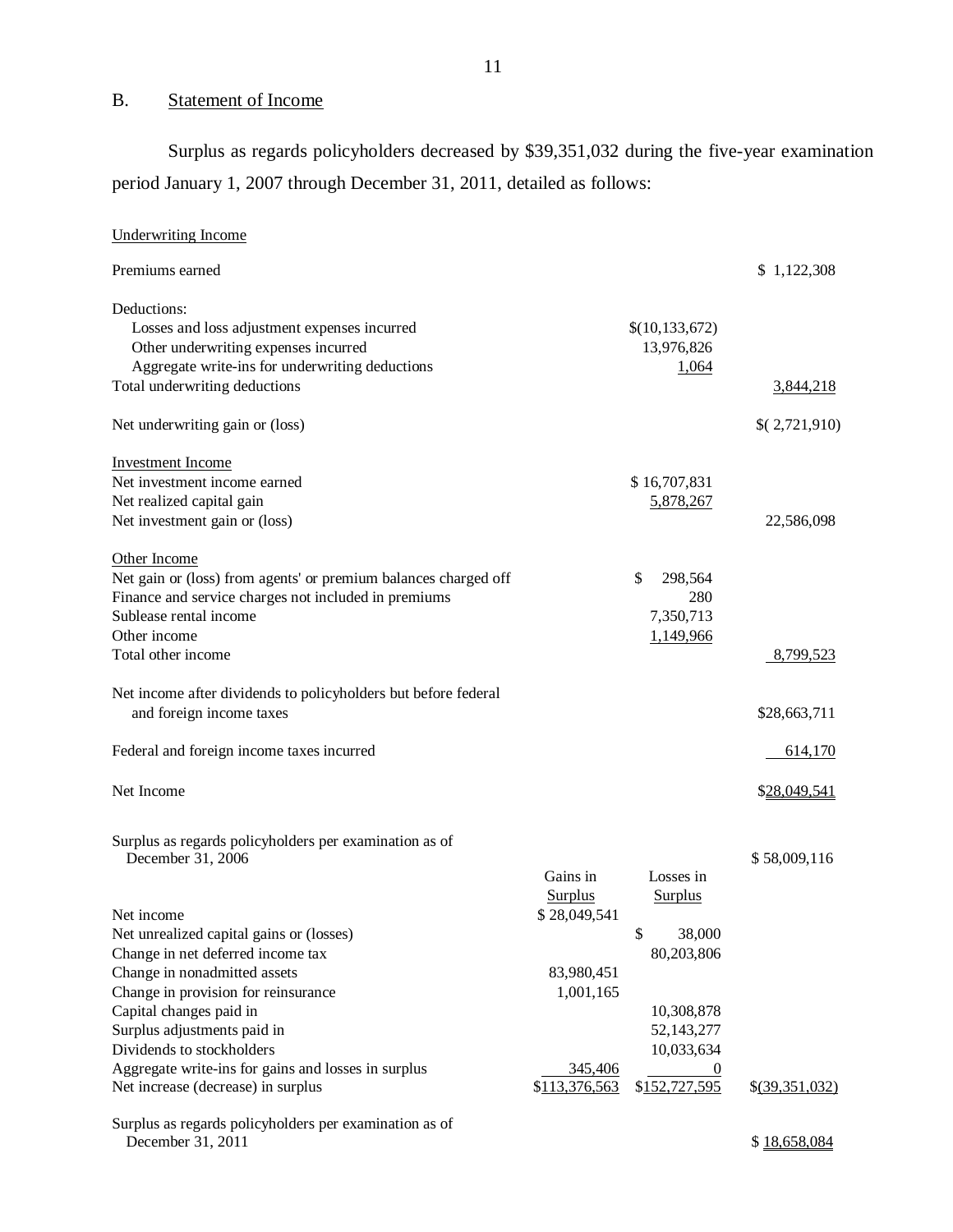## B. Statement of Income

Surplus as regards policyholders decreased by $39,351,032 during the five-year examination period January 1, 2007 through December 31, 2011, detailed as follows:

| | | | |
|---|---|---|---|
| Underwriting Income | | | |
| Premiums earned | | | $ 1,122,308 |
| Deductions: | | | |
| Losses and loss adjustment expenses incurred | | $(10,133,672) | |
| Other underwriting expenses incurred | | 13,976,826 | |
| Aggregate write-ins for underwriting deductions | | 1,064 | |
| Total underwriting deductions | | | 3,844,218 |
| Net underwriting gain or (loss) | | | $( 2,721,910) |
| Investment Income | | | |
| Net investment income earned | | $ 16,707,831 | |
| Net realized capital gain | | 5,878,267 | |
| Net investment gain or (loss) | | | 22,586,098 |
| Other Income | | | |
| Net gain or (loss) from agents' or premium balances charged off | | $ 298,564 | |
| Finance and service charges not included in premiums | | 280 | |
| Sublease rental income | | 7,350,713 | |
| Other income | | 1,149,966 | |
| Total other income | | | 8,799,523 |
| Net income after dividends to policyholders but before federal and foreign income taxes | | | $28,663,711 |
| Federal and foreign income taxes incurred | | | 614,170 |
| Net Income | | | $28,049,541 |
| Surplus as regards policyholders per examination as of December 31, 2006 | | | $ 58,009,116 |
| | Gains in Surplus | Losses in Surplus | |
| Net income | $ 28,049,541 | | |
| Net unrealized capital gains or (losses) | | $ 38,000 | |
| Change in net deferred income tax | | 80,203,806 | |
| Change in nonadmitted assets | 83,980,451 | | |
| Change in provision for reinsurance | 1,001,165 | | |
| Capital changes paid in | | 10,308,878 | |
| Surplus adjustments paid in | | 52,143,277 | |
| Dividends to stockholders | | 10,033,634 | |
| Aggregate write-ins for gains and losses in surplus | 345,406 | 0 | |
| Net increase (decrease) in surplus | $113,376,563 | $152,727,595 | $(39,351,032) |
| Surplus as regards policyholders per examination as of December 31, 2011 | | | $ 18,658,084 |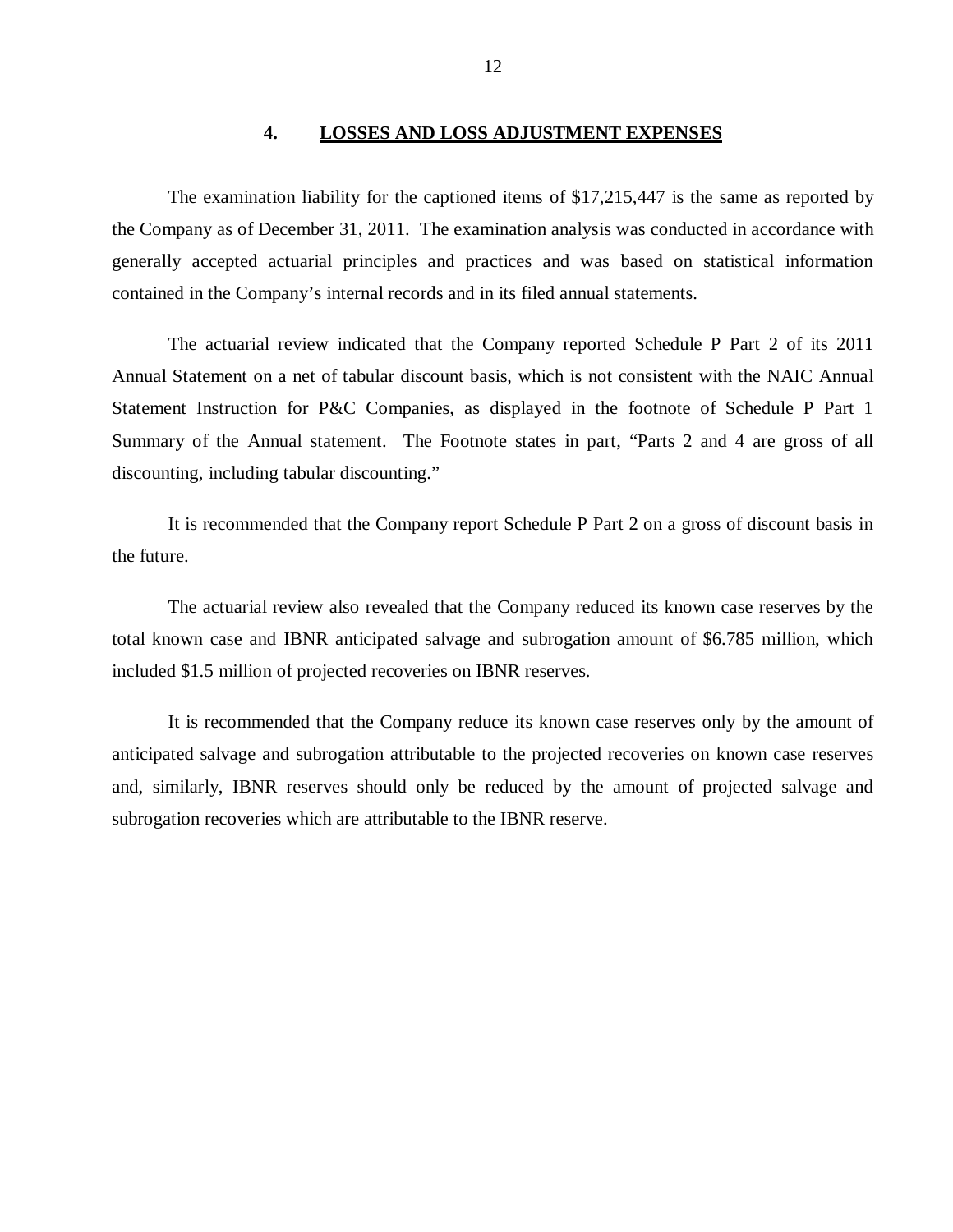## 4. LOSSES AND LOSS ADJUSTMENT EXPENSES

The examination liability for the captioned items of $17,215,447 is the same as reported by the Company as of December 31, 2011. The examination analysis was conducted in accordance with generally accepted actuarial principles and practices and was based on statistical information contained in the Company's internal records and in its filed annual statements.

The actuarial review indicated that the Company reported Schedule P Part 2 of its 2011 Annual Statement on a net of tabular discount basis, which is not consistent with the NAIC Annual Statement Instruction for P&C Companies, as displayed in the footnote of Schedule P Part 1 Summary of the Annual statement. The Footnote states in part, "Parts 2 and 4 are gross of all discounting, including tabular discounting."

It is recommended that the Company report Schedule P Part 2 on a gross of discount basis in the future.

The actuarial review also revealed that the Company reduced its known case reserves by the total known case and IBNR anticipated salvage and subrogation amount of $6.785 million, which included $1.5 million of projected recoveries on IBNR reserves.

It is recommended that the Company reduce its known case reserves only by the amount of anticipated salvage and subrogation attributable to the projected recoveries on known case reserves and, similarly, IBNR reserves should only be reduced by the amount of projected salvage and subrogation recoveries which are attributable to the IBNR reserve.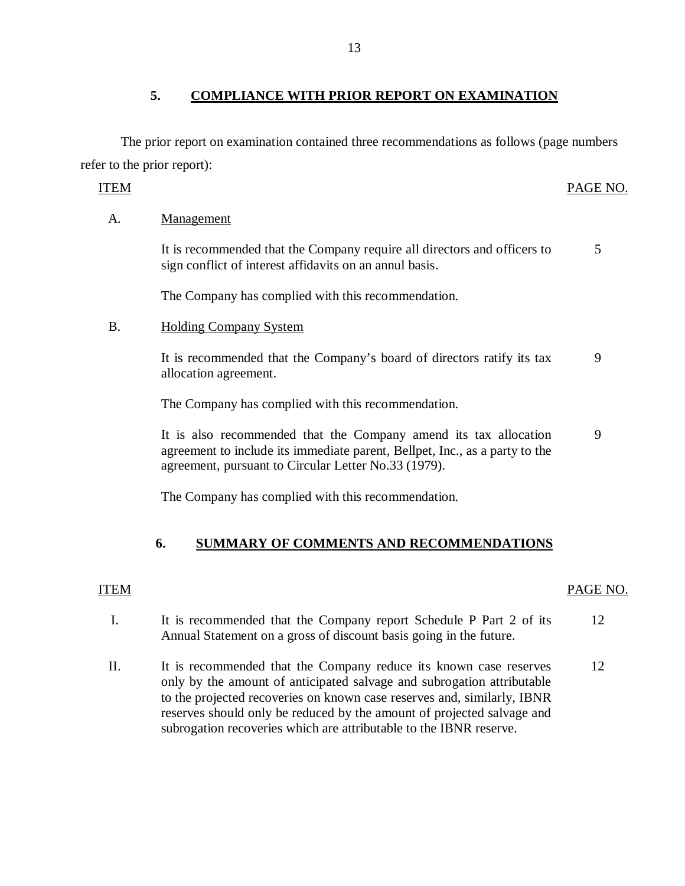## 5. COMPLIANCE WITH PRIOR REPORT ON EXAMINATION

The prior report on examination contained three recommendations as follows (page numbers refer to the prior report):

| ITEM | | PAGE NO. |
|---|---|---|
| A. | Management | |
| | It is recommended that the Company require all directors and officers to sign conflict of interest affidavits on an annul basis. | 5 |
| | The Company has complied with this recommendation. | |
| B. | Holding Company System | |
| | It is recommended that the Company's board of directors ratify its tax allocation agreement. | 9 |
| | The Company has complied with this recommendation. | |
| | It is also recommended that the Company amend its tax allocation agreement to include its immediate parent, Bellpet, Inc., as a party to the agreement, pursuant to Circular Letter No.33 (1979). | 9 |
| | The Company has complied with this recommendation. | |

## 6. SUMMARY OF COMMENTS AND RECOMMENDATIONS

| ITEM | | PAGE NO. |
|---|---|---|
| I. | It is recommended that the Company report Schedule P Part 2 of its Annual Statement on a gross of discount basis going in the future. | 12 |
| II. | It is recommended that the Company reduce its known case reserves only by the amount of anticipated salvage and subrogation attributable to the projected recoveries on known case reserves and, similarly, IBNR reserves should only be reduced by the amount of projected salvage and subrogation recoveries which are attributable to the IBNR reserve. | 12 |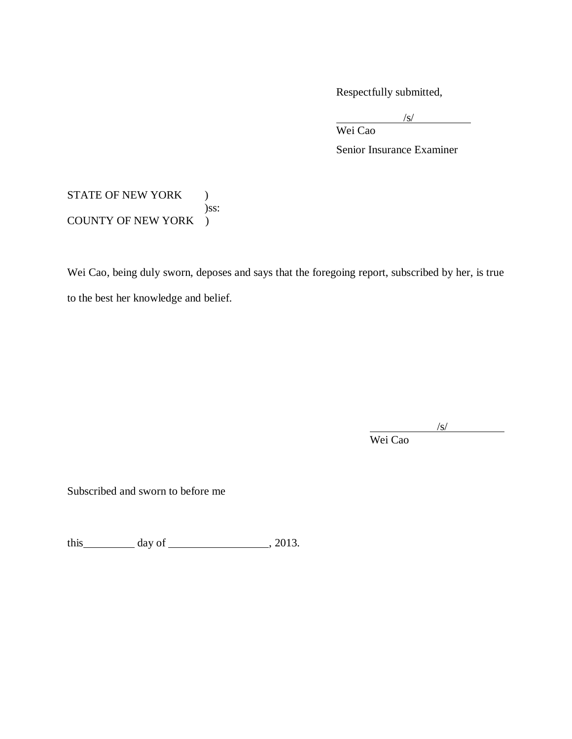Respectfully submitted,

/s/

Wei Cao

Senior Insurance Examiner

STATE OF NEW YORK )
)ss:
COUNTY OF NEW YORK )

Wei Cao, being duly sworn, deposes and says that the foregoing report, subscribed by her, is true to the best her knowledge and belief.

/s/

Wei Cao

Subscribed and sworn to before me

this\_\_\_\_\_\_\_\_\_ day of \_\_\_\_\_\_\_\_\_\_\_\_\_\_\_\_\_\_, 2013.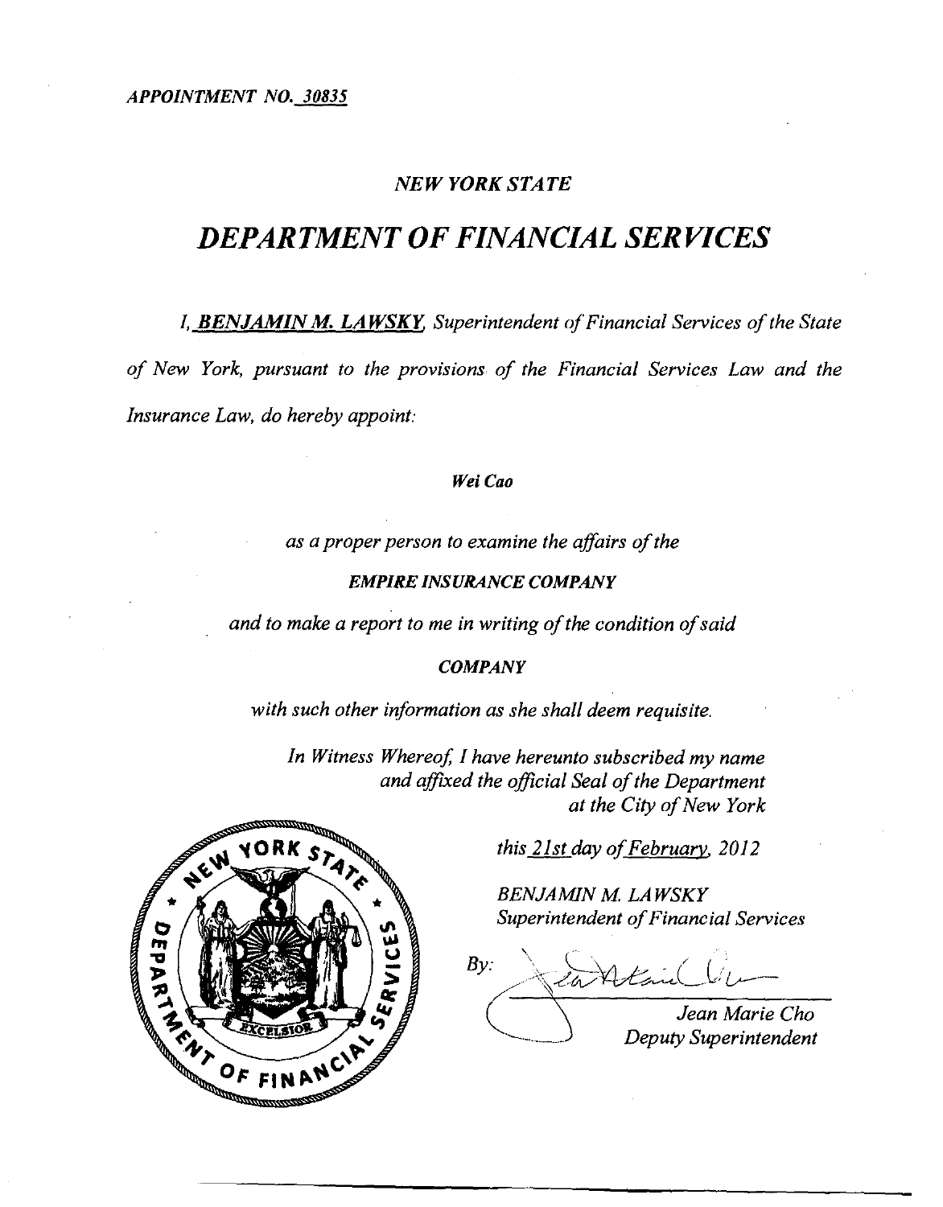*APPOINTMENT NO. 30835*

*NEW YORK STATE*

# *DEPARTMENT OF FINANCIAL SERVICES*

*I, **BENJAMIN M. LAWSKY**, Superintendent of Financial Services of the State of New York, pursuant to the provisions of the Financial Services Law and the Insurance Law, do hereby appoint:*

***Wei Cao***

*as a proper person to examine the affairs of the*

***EMPIRE INSURANCE COMPANY***

*and to make a report to me in writing of the condition of said*

***COMPANY***

*with such other information as she shall deem requisite.*

*In Witness Whereof, I have hereunto subscribed my name and affixed the official Seal of the Department at the City of New York*

*this 21st day of February, 2012*

*BENJAMIN M. LAWSKY*
*Superintendent of Financial Services*

*By:*

*Jean Marie Cho*
*Deputy Superintendent*